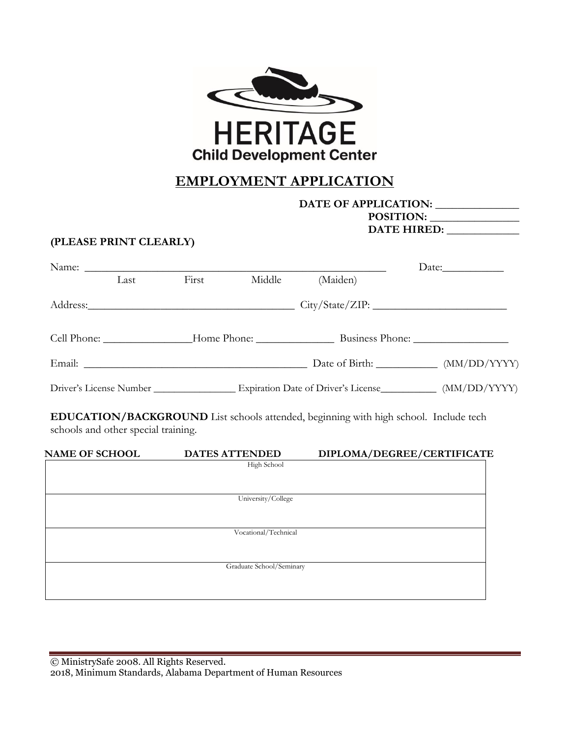HERITAGE

Child Development Center

# EMPLOYMENT APPLICATION

**DATE OF APPLICATION: _____________**
**POSITION: _______________**
**DATE HIRED: ____________**

**(PLEASE PRINT CLEARLY)**

Name: ________________________________________________ Date:__________

Last First Middle (Maiden)

Address:___________________________________ City/State/ZIP: ______________________

Cell Phone: _______________Home Phone: _____________ Business Phone: ________________

Email: _____________________________________ Date of Birth: __________ (MM/DD/YYYY)

Driver's License Number ______________ Expiration Date of Driver's License__________ (MM/DD/YYYY)

**EDUCATION/BACKGROUND** List schools attended, beginning with high school. Include tech schools and other special training.

| NAME OF SCHOOL | DATES ATTENDED | DIPLOMA/DEGREE/CERTIFICATE |
|---|---|---|
| | High School | |
| | University/College | |
| | Vocational/Technical | |
| | Graduate School/Seminary | |

© MinistrySafe 2008. All Rights Reserved.
2018, Minimum Standards, Alabama Department of Human Resources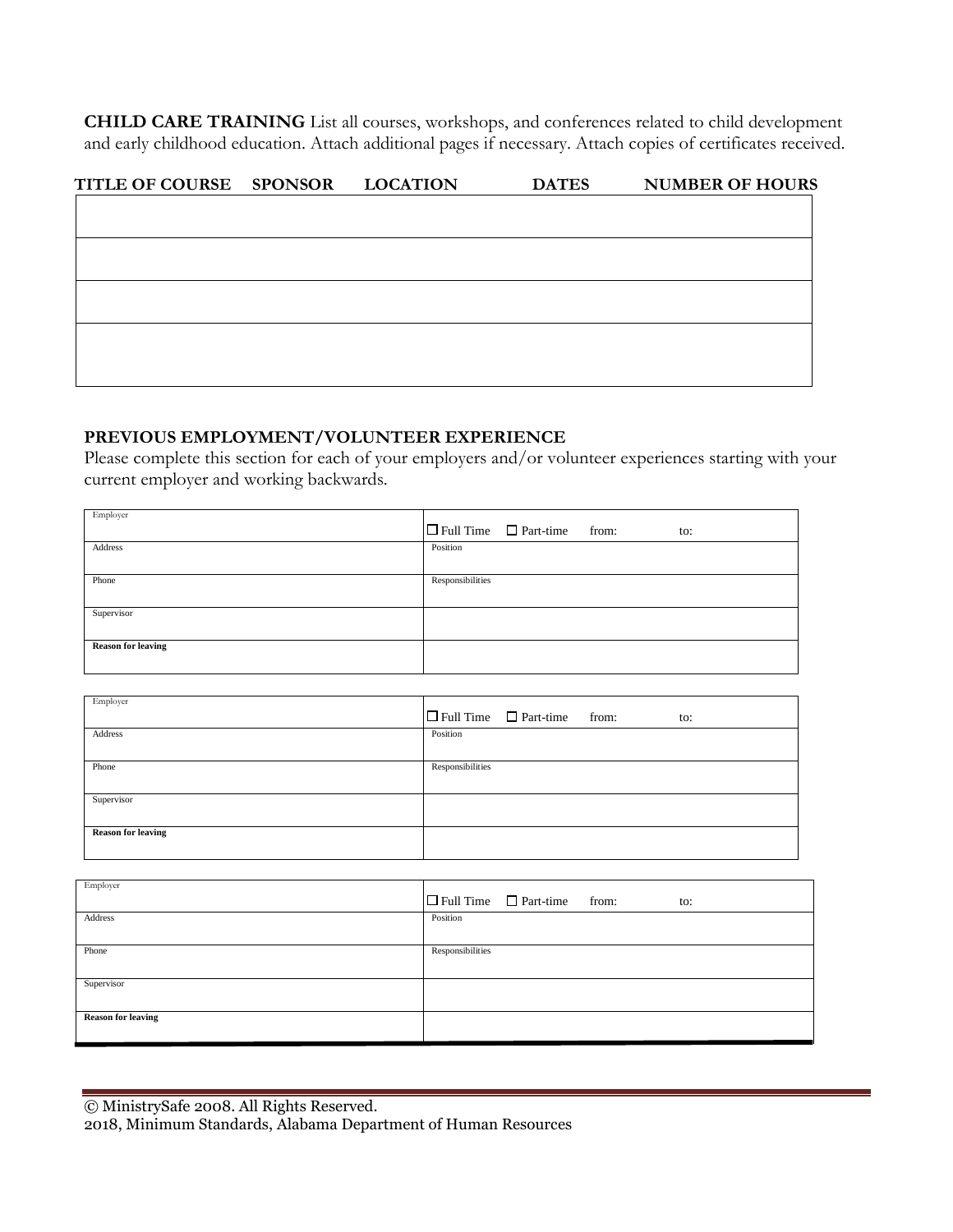**CHILD CARE TRAINING** List all courses, workshops, and conferences related to child development and early childhood education. Attach additional pages if necessary. Attach copies of certificates received.

| TITLE OF COURSE | SPONSOR | LOCATION | DATES | NUMBER OF HOURS |
|---|---|---|---|---|
| | | | | |
| | | | | |
| | | | | |
| | | | | |

**PREVIOUS EMPLOYMENT/VOLUNTEER EXPERIENCE**

Please complete this section for each of your employers and/or volunteer experiences starting with your current employer and working backwards.

| Employer | ☐ Full Time ☐ Part-time from: to: |
|---|---|
| Address | Position |
| Phone | Responsibilities |
| Supervisor | |
| **Reason for leaving** | |

| Employer | ☐ Full Time ☐ Part-time from: to: |
|---|---|
| Address | Position |
| Phone | Responsibilities |
| Supervisor | |
| **Reason for leaving** | |

| Employer | ☐ Full Time ☐ Part-time from: to: |
|---|---|
| Address | Position |
| Phone | Responsibilities |
| Supervisor | |
| **Reason for leaving** | |

© MinistrySafe 2008. All Rights Reserved.
2018, Minimum Standards, Alabama Department of Human Resources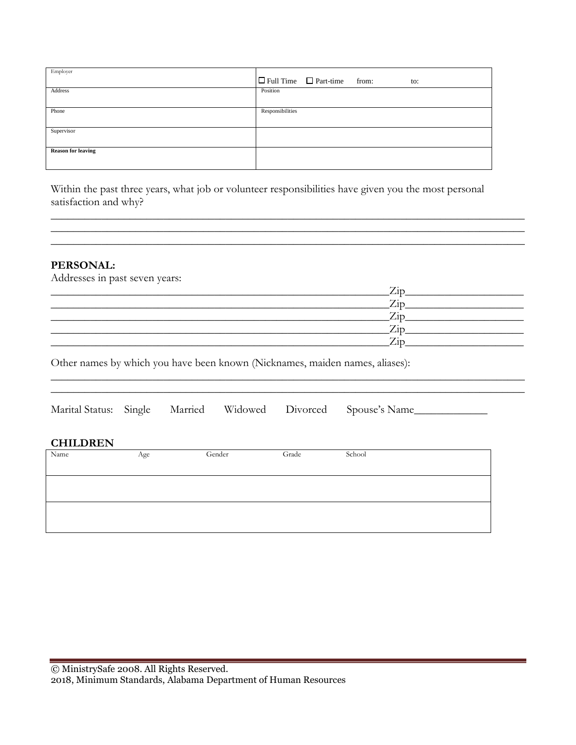| Employer | ☐ Full Time ☐ Part-time from: to: |
|---|---|
| Address | Position |
| Phone | Responsibilities |
| Supervisor | |
| **Reason for leaving** | |

Within the past three years, what job or volunteer responsibilities have given you the most personal satisfaction and why?

______________________________________________________________________________
______________________________________________________________________________
______________________________________________________________________________

**PERSONAL:**

Addresses in past seven years:

____________________________________________________Zip__________________
____________________________________________________Zip__________________
____________________________________________________Zip__________________
____________________________________________________Zip__________________
____________________________________________________Zip__________________

Other names by which you have been known (Nicknames, maiden names, aliases):

______________________________________________________________________________
______________________________________________________________________________

Marital Status: Single Married Widowed Divorced Spouse's Name____________

**CHILDREN**

| Name | Age | Gender | Grade | School |
|---|---|---|---|---|
| | | | | |
| | | | | |

© MinistrySafe 2008. All Rights Reserved.
2018, Minimum Standards, Alabama Department of Human Resources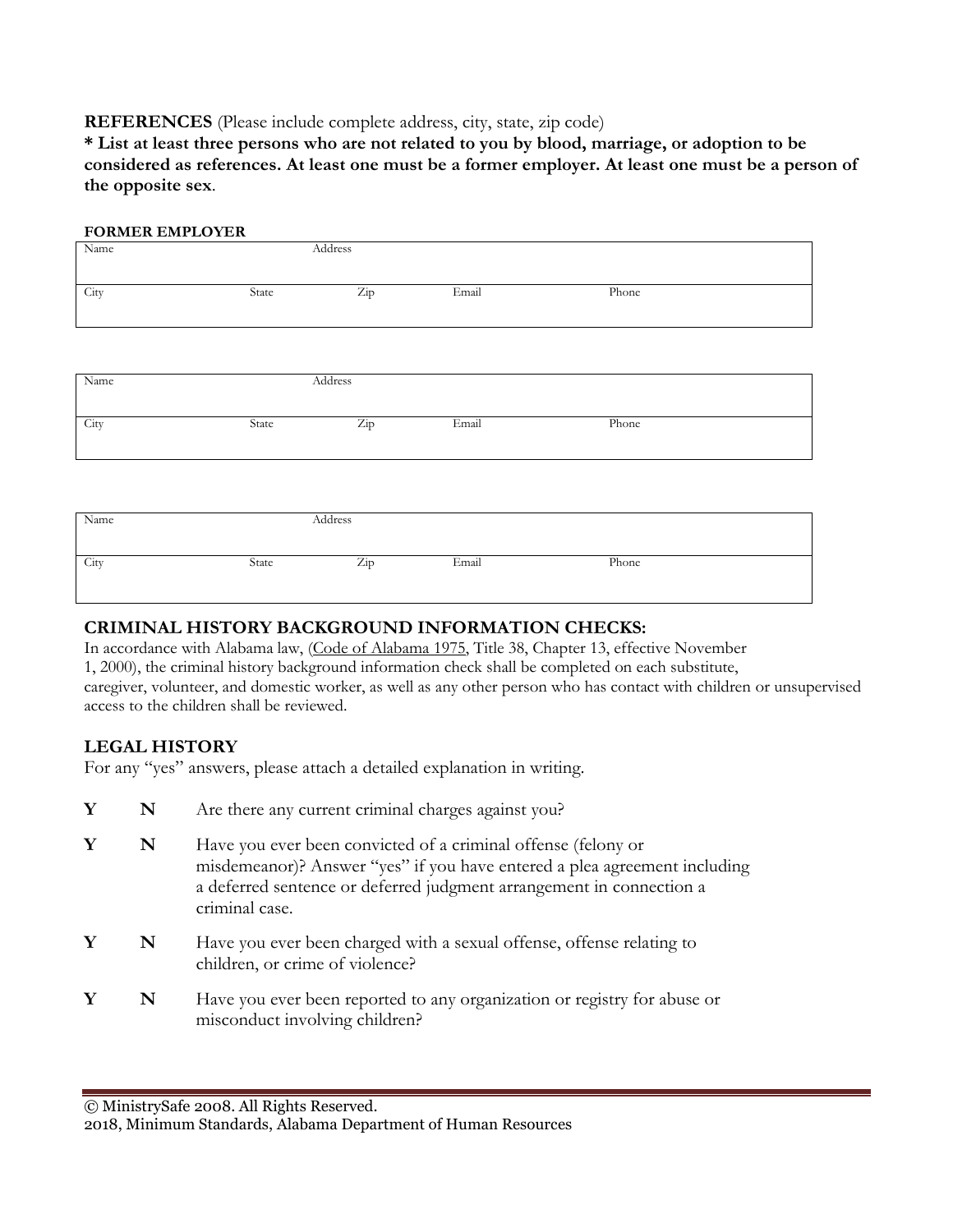**REFERENCES** (Please include complete address, city, state, zip code)

**\* List at least three persons who are not related to you by blood, marriage, or adoption to be considered as references. At least one must be a former employer. At least one must be a person of the opposite sex**.

**FORMER EMPLOYER**

| Name | | Address | | |
|---|---|---|---|---|
| City | State | Zip | Email | Phone |

| Name | | Address | | |
|---|---|---|---|---|
| City | State | Zip | Email | Phone |

| Name | | Address | | |
|---|---|---|---|---|
| City | State | Zip | Email | Phone |

## CRIMINAL HISTORY BACKGROUND INFORMATION CHECKS:

In accordance with Alabama law, (Code of Alabama 1975, Title 38, Chapter 13, effective November 1, 2000), the criminal history background information check shall be completed on each substitute, caregiver, volunteer, and domestic worker, as well as any other person who has contact with children or unsupervised access to the children shall be reviewed.

## LEGAL HISTORY

For any "yes" answers, please attach a detailed explanation in writing.

**Y** **N** Are there any current criminal charges against you?

**Y** **N** Have you ever been convicted of a criminal offense (felony or misdemeanor)? Answer "yes" if you have entered a plea agreement including a deferred sentence or deferred judgment arrangement in connection a criminal case.

**Y** **N** Have you ever been charged with a sexual offense, offense relating to children, or crime of violence?

**Y** **N** Have you ever been reported to any organization or registry for abuse or misconduct involving children?

© MinistrySafe 2008. All Rights Reserved.
2018, Minimum Standards, Alabama Department of Human Resources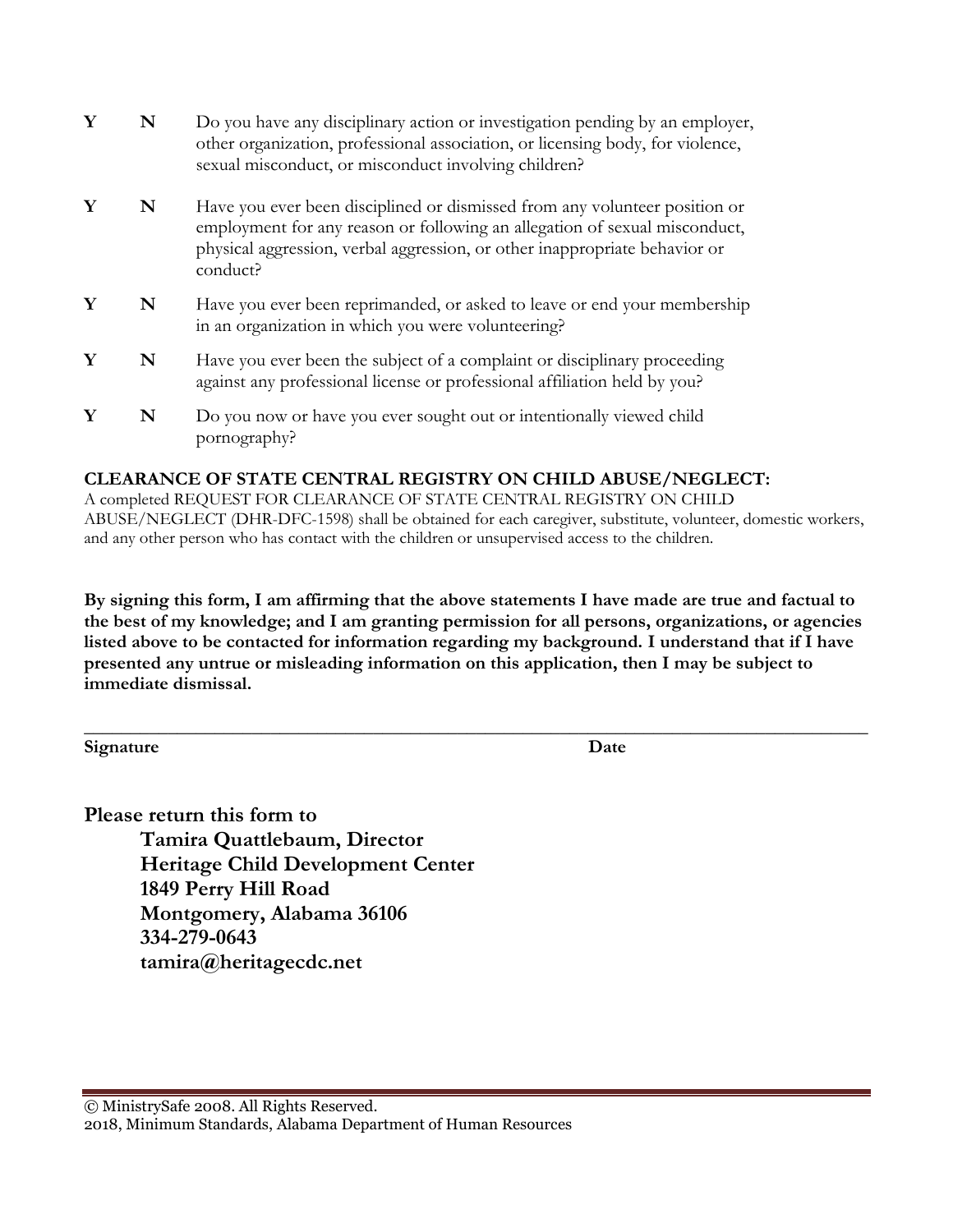**Y** **N** Do you have any disciplinary action or investigation pending by an employer, other organization, professional association, or licensing body, for violence, sexual misconduct, or misconduct involving children?

**Y** **N** Have you ever been disciplined or dismissed from any volunteer position or employment for any reason or following an allegation of sexual misconduct, physical aggression, verbal aggression, or other inappropriate behavior or conduct?

**Y** **N** Have you ever been reprimanded, or asked to leave or end your membership in an organization in which you were volunteering?

**Y** **N** Have you ever been the subject of a complaint or disciplinary proceeding against any professional license or professional affiliation held by you?

**Y** **N** Do you now or have you ever sought out or intentionally viewed child pornography?

**CLEARANCE OF STATE CENTRAL REGISTRY ON CHILD ABUSE/NEGLECT:**
A completed REQUEST FOR CLEARANCE OF STATE CENTRAL REGISTRY ON CHILD ABUSE/NEGLECT (DHR-DFC-1598) shall be obtained for each caregiver, substitute, volunteer, domestic workers, and any other person who has contact with the children or unsupervised access to the children.

**By signing this form, I am affirming that the above statements I have made are true and factual to the best of my knowledge; and I am granting permission for all persons, organizations, or agencies listed above to be contacted for information regarding my background. I understand that if I have presented any untrue or misleading information on this application, then I may be subject to immediate dismissal.**

______________________________________________________________________________

**Signature** **Date**

**Please return this form to**
**Tamira Quattlebaum, Director**
**Heritage Child Development Center**
**1849 Perry Hill Road**
**Montgomery, Alabama 36106**
**334-279-0643**
**tamira@heritagecdc.net**

© MinistrySafe 2008. All Rights Reserved.
2018, Minimum Standards, Alabama Department of Human Resources